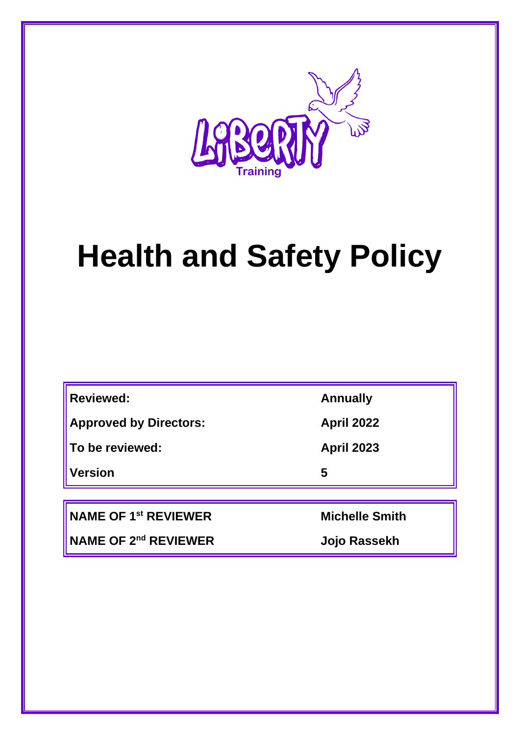Liberty Training

# Health and Safety Policy

| | |
|---|---|
| **Reviewed:** | **Annually** |
| **Approved by Directors:** | **April 2022** |
| **To be reviewed:** | **April 2023** |
| **Version** | **5** |

| | |
|---|---|
| **NAME OF 1st REVIEWER** | **Michelle Smith** |
| **NAME OF 2nd REVIEWER** | **Jojo Rassekh** |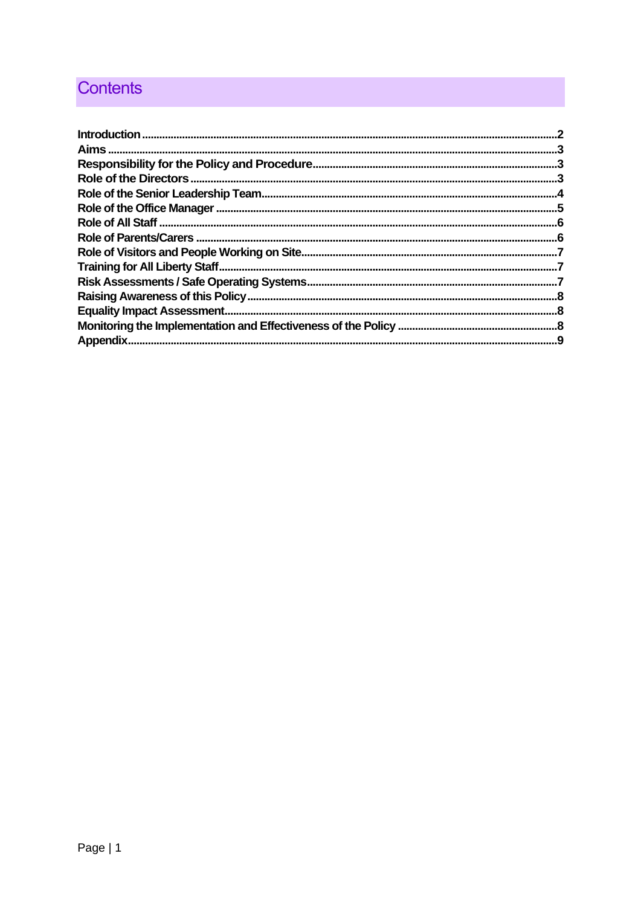# Contents

- **Introduction** ... 2
- **Aims** ... 3
- **Responsibility for the Policy and Procedure** ... 3
- **Role of the Directors** ... 3
- **Role of the Senior Leadership Team** ... 4
- **Role of the Office Manager** ... 5
- **Role of All Staff** ... 6
- **Role of Parents/Carers** ... 6
- **Role of Visitors and People Working on Site** ... 7
- **Training for All Liberty Staff** ... 7
- **Risk Assessments / Safe Operating Systems** ... 7
- **Raising Awareness of this Policy** ... 8
- **Equality Impact Assessment** ... 8
- **Monitoring the Implementation and Effectiveness of the Policy** ... 8
- **Appendix** ... 9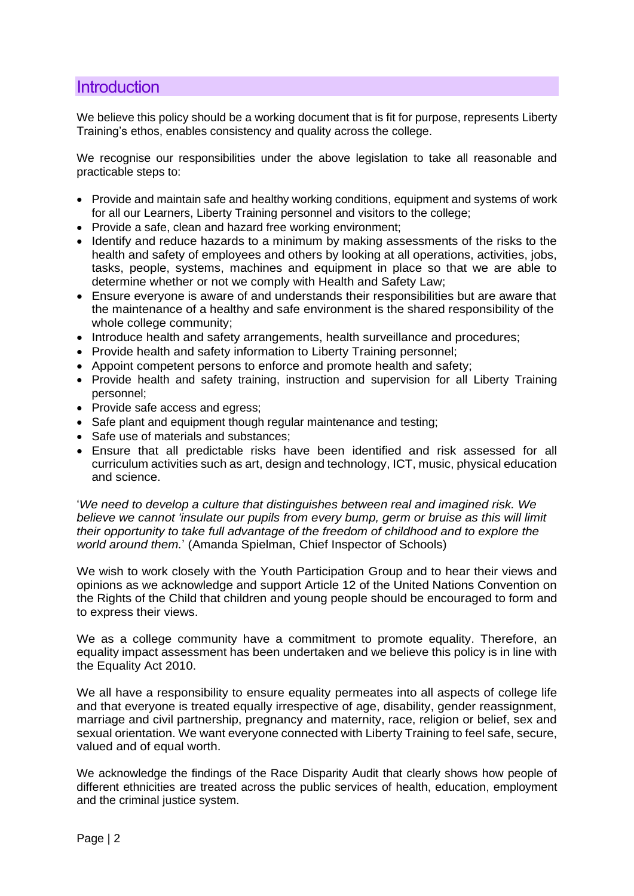## Introduction

We believe this policy should be a working document that is fit for purpose, represents Liberty Training's ethos, enables consistency and quality across the college.

We recognise our responsibilities under the above legislation to take all reasonable and practicable steps to:

- Provide and maintain safe and healthy working conditions, equipment and systems of work for all our Learners, Liberty Training personnel and visitors to the college;
- Provide a safe, clean and hazard free working environment;
- Identify and reduce hazards to a minimum by making assessments of the risks to the health and safety of employees and others by looking at all operations, activities, jobs, tasks, people, systems, machines and equipment in place so that we are able to determine whether or not we comply with Health and Safety Law;
- Ensure everyone is aware of and understands their responsibilities but are aware that the maintenance of a healthy and safe environment is the shared responsibility of the whole college community;
- Introduce health and safety arrangements, health surveillance and procedures;
- Provide health and safety information to Liberty Training personnel;
- Appoint competent persons to enforce and promote health and safety;
- Provide health and safety training, instruction and supervision for all Liberty Training personnel;
- Provide safe access and egress;
- Safe plant and equipment though regular maintenance and testing;
- Safe use of materials and substances;
- Ensure that all predictable risks have been identified and risk assessed for all curriculum activities such as art, design and technology, ICT, music, physical education and science.

'*We need to develop a culture that distinguishes between real and imagined risk. We believe we cannot 'insulate our pupils from every bump, germ or bruise as this will limit their opportunity to take full advantage of the freedom of childhood and to explore the world around them.*' (Amanda Spielman, Chief Inspector of Schools)

We wish to work closely with the Youth Participation Group and to hear their views and opinions as we acknowledge and support Article 12 of the United Nations Convention on the Rights of the Child that children and young people should be encouraged to form and to express their views.

We as a college community have a commitment to promote equality. Therefore, an equality impact assessment has been undertaken and we believe this policy is in line with the Equality Act 2010.

We all have a responsibility to ensure equality permeates into all aspects of college life and that everyone is treated equally irrespective of age, disability, gender reassignment, marriage and civil partnership, pregnancy and maternity, race, religion or belief, sex and sexual orientation. We want everyone connected with Liberty Training to feel safe, secure, valued and of equal worth.

We acknowledge the findings of the Race Disparity Audit that clearly shows how people of different ethnicities are treated across the public services of health, education, employment and the criminal justice system.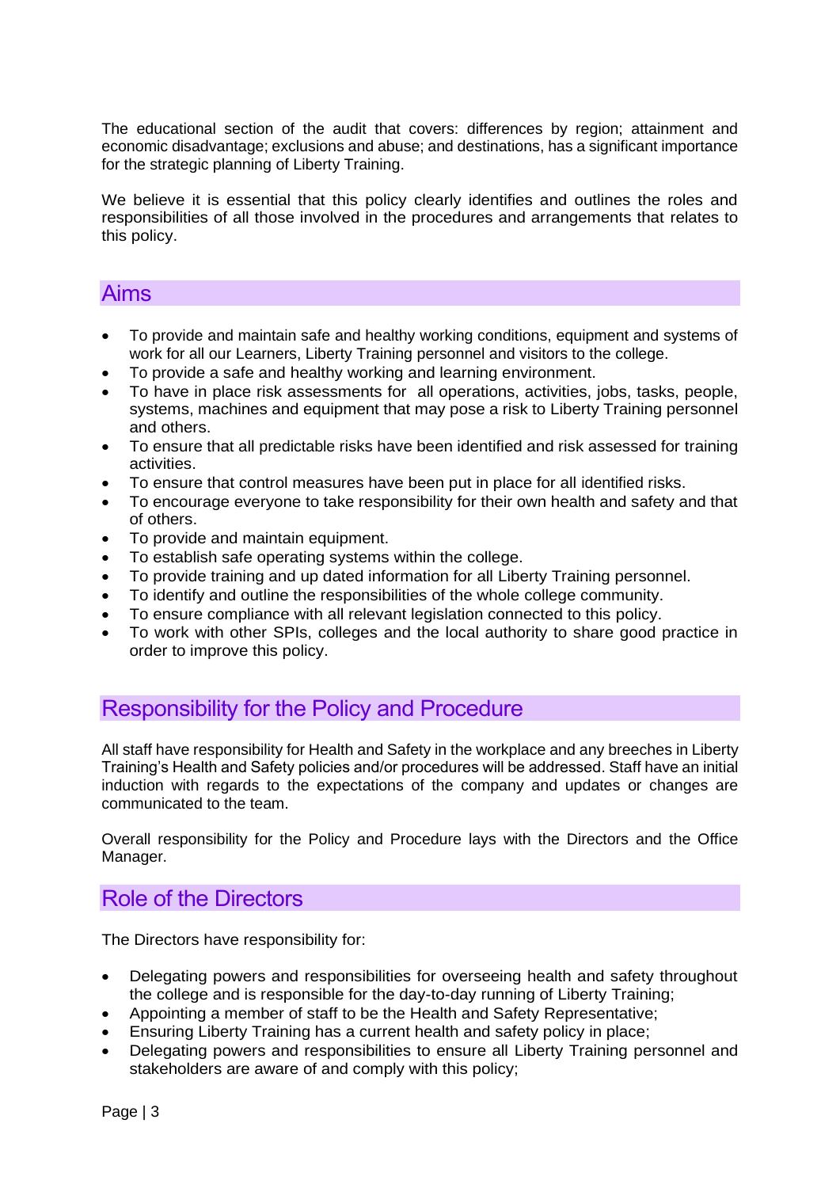The educational section of the audit that covers: differences by region; attainment and economic disadvantage; exclusions and abuse; and destinations, has a significant importance for the strategic planning of Liberty Training.

We believe it is essential that this policy clearly identifies and outlines the roles and responsibilities of all those involved in the procedures and arrangements that relates to this policy.

## Aims

- To provide and maintain safe and healthy working conditions, equipment and systems of work for all our Learners, Liberty Training personnel and visitors to the college.
- To provide a safe and healthy working and learning environment.
- To have in place risk assessments for all operations, activities, jobs, tasks, people, systems, machines and equipment that may pose a risk to Liberty Training personnel and others.
- To ensure that all predictable risks have been identified and risk assessed for training activities.
- To ensure that control measures have been put in place for all identified risks.
- To encourage everyone to take responsibility for their own health and safety and that of others.
- To provide and maintain equipment.
- To establish safe operating systems within the college.
- To provide training and up dated information for all Liberty Training personnel.
- To identify and outline the responsibilities of the whole college community.
- To ensure compliance with all relevant legislation connected to this policy.
- To work with other SPIs, colleges and the local authority to share good practice in order to improve this policy.

## Responsibility for the Policy and Procedure

All staff have responsibility for Health and Safety in the workplace and any breeches in Liberty Training's Health and Safety policies and/or procedures will be addressed. Staff have an initial induction with regards to the expectations of the company and updates or changes are communicated to the team.

Overall responsibility for the Policy and Procedure lays with the Directors and the Office Manager.

## Role of the Directors

The Directors have responsibility for:

- Delegating powers and responsibilities for overseeing health and safety throughout the college and is responsible for the day-to-day running of Liberty Training;
- Appointing a member of staff to be the Health and Safety Representative;
- Ensuring Liberty Training has a current health and safety policy in place;
- Delegating powers and responsibilities to ensure all Liberty Training personnel and stakeholders are aware of and comply with this policy;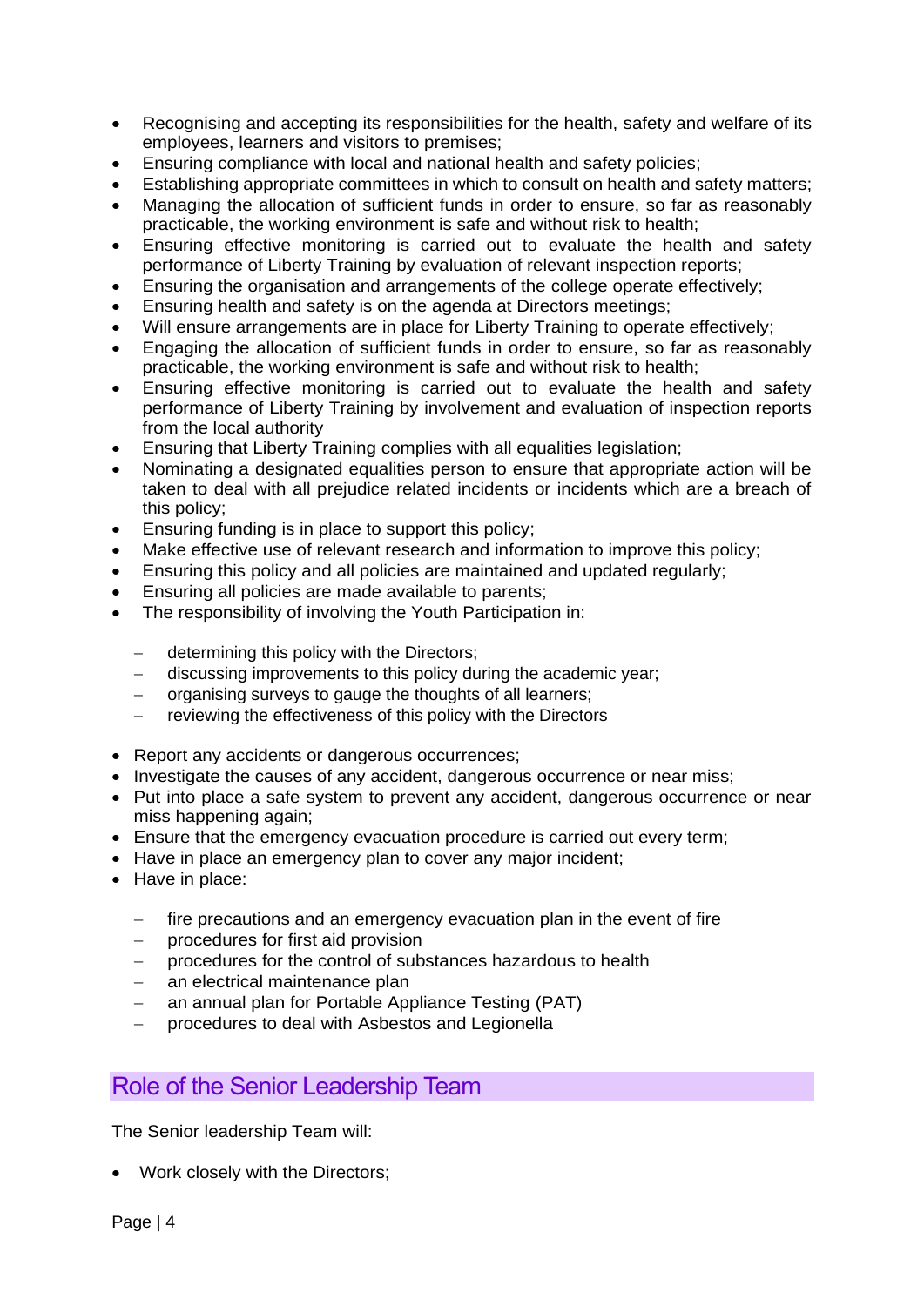- Recognising and accepting its responsibilities for the health, safety and welfare of its employees, learners and visitors to premises;
- Ensuring compliance with local and national health and safety policies;
- Establishing appropriate committees in which to consult on health and safety matters;
- Managing the allocation of sufficient funds in order to ensure, so far as reasonably practicable, the working environment is safe and without risk to health;
- Ensuring effective monitoring is carried out to evaluate the health and safety performance of Liberty Training by evaluation of relevant inspection reports;
- Ensuring the organisation and arrangements of the college operate effectively;
- Ensuring health and safety is on the agenda at Directors meetings;
- Will ensure arrangements are in place for Liberty Training to operate effectively;
- Engaging the allocation of sufficient funds in order to ensure, so far as reasonably practicable, the working environment is safe and without risk to health;
- Ensuring effective monitoring is carried out to evaluate the health and safety performance of Liberty Training by involvement and evaluation of inspection reports from the local authority
- Ensuring that Liberty Training complies with all equalities legislation;
- Nominating a designated equalities person to ensure that appropriate action will be taken to deal with all prejudice related incidents or incidents which are a breach of this policy;
- Ensuring funding is in place to support this policy;
- Make effective use of relevant research and information to improve this policy;
- Ensuring this policy and all policies are maintained and updated regularly;
- Ensuring all policies are made available to parents;
- The responsibility of involving the Youth Participation in:
  - determining this policy with the Directors;
  - discussing improvements to this policy during the academic year;
  - organising surveys to gauge the thoughts of all learners;
  - reviewing the effectiveness of this policy with the Directors
- Report any accidents or dangerous occurrences;
- Investigate the causes of any accident, dangerous occurrence or near miss;
- Put into place a safe system to prevent any accident, dangerous occurrence or near miss happening again;
- Ensure that the emergency evacuation procedure is carried out every term;
- Have in place an emergency plan to cover any major incident;
- Have in place:
  - fire precautions and an emergency evacuation plan in the event of fire
  - procedures for first aid provision
  - procedures for the control of substances hazardous to health
  - an electrical maintenance plan
  - an annual plan for Portable Appliance Testing (PAT)
  - procedures to deal with Asbestos and Legionella

## Role of the Senior Leadership Team

The Senior leadership Team will:

- Work closely with the Directors;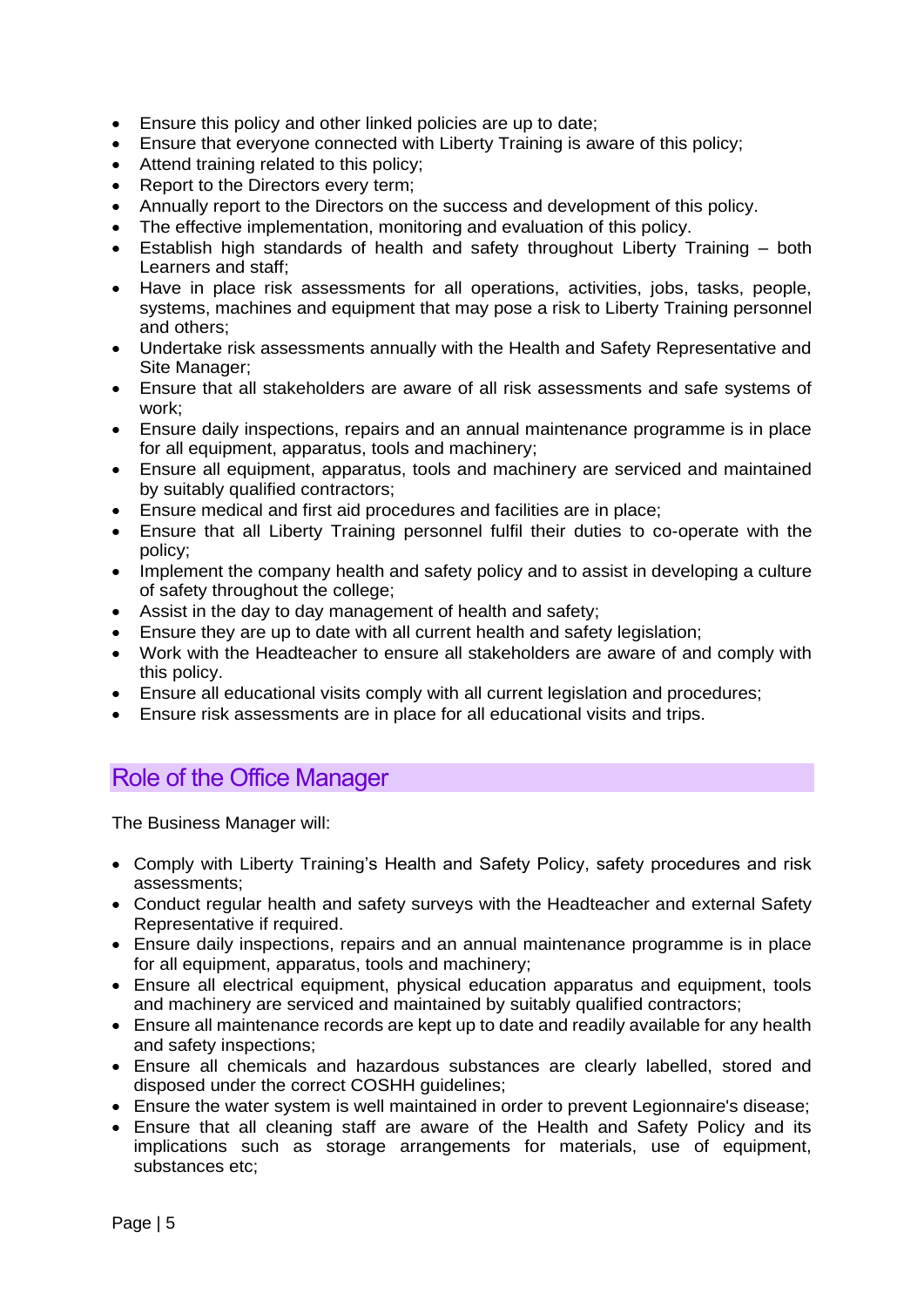- Ensure this policy and other linked policies are up to date;
- Ensure that everyone connected with Liberty Training is aware of this policy;
- Attend training related to this policy;
- Report to the Directors every term;
- Annually report to the Directors on the success and development of this policy.
- The effective implementation, monitoring and evaluation of this policy.
- Establish high standards of health and safety throughout Liberty Training – both Learners and staff;
- Have in place risk assessments for all operations, activities, jobs, tasks, people, systems, machines and equipment that may pose a risk to Liberty Training personnel and others;
- Undertake risk assessments annually with the Health and Safety Representative and Site Manager;
- Ensure that all stakeholders are aware of all risk assessments and safe systems of work;
- Ensure daily inspections, repairs and an annual maintenance programme is in place for all equipment, apparatus, tools and machinery;
- Ensure all equipment, apparatus, tools and machinery are serviced and maintained by suitably qualified contractors;
- Ensure medical and first aid procedures and facilities are in place;
- Ensure that all Liberty Training personnel fulfil their duties to co-operate with the policy;
- Implement the company health and safety policy and to assist in developing a culture of safety throughout the college;
- Assist in the day to day management of health and safety;
- Ensure they are up to date with all current health and safety legislation;
- Work with the Headteacher to ensure all stakeholders are aware of and comply with this policy.
- Ensure all educational visits comply with all current legislation and procedures;
- Ensure risk assessments are in place for all educational visits and trips.

## Role of the Office Manager

The Business Manager will:

- Comply with Liberty Training's Health and Safety Policy, safety procedures and risk assessments;
- Conduct regular health and safety surveys with the Headteacher and external Safety Representative if required.
- Ensure daily inspections, repairs and an annual maintenance programme is in place for all equipment, apparatus, tools and machinery;
- Ensure all electrical equipment, physical education apparatus and equipment, tools and machinery are serviced and maintained by suitably qualified contractors;
- Ensure all maintenance records are kept up to date and readily available for any health and safety inspections;
- Ensure all chemicals and hazardous substances are clearly labelled, stored and disposed under the correct COSHH guidelines;
- Ensure the water system is well maintained in order to prevent Legionnaire's disease;
- Ensure that all cleaning staff are aware of the Health and Safety Policy and its implications such as storage arrangements for materials, use of equipment, substances etc;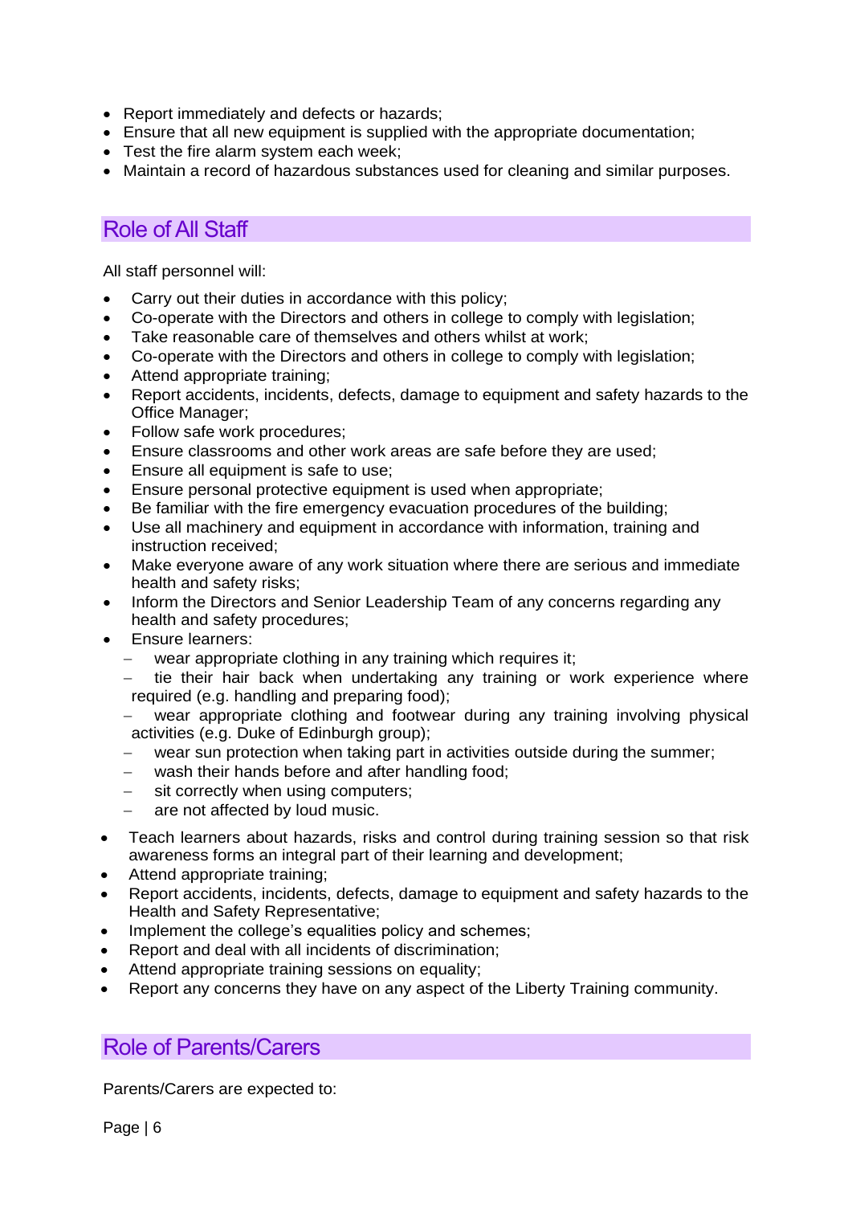- Report immediately and defects or hazards;
- Ensure that all new equipment is supplied with the appropriate documentation;
- Test the fire alarm system each week;
- Maintain a record of hazardous substances used for cleaning and similar purposes.

## Role of All Staff

All staff personnel will:

- Carry out their duties in accordance with this policy;
- Co-operate with the Directors and others in college to comply with legislation;
- Take reasonable care of themselves and others whilst at work;
- Co-operate with the Directors and others in college to comply with legislation;
- Attend appropriate training;
- Report accidents, incidents, defects, damage to equipment and safety hazards to the Office Manager;
- Follow safe work procedures;
- Ensure classrooms and other work areas are safe before they are used;
- Ensure all equipment is safe to use;
- Ensure personal protective equipment is used when appropriate;
- Be familiar with the fire emergency evacuation procedures of the building;
- Use all machinery and equipment in accordance with information, training and instruction received;
- Make everyone aware of any work situation where there are serious and immediate health and safety risks;
- Inform the Directors and Senior Leadership Team of any concerns regarding any health and safety procedures;
- Ensure learners:
  - wear appropriate clothing in any training which requires it;
  - tie their hair back when undertaking any training or work experience where required (e.g. handling and preparing food);
  - wear appropriate clothing and footwear during any training involving physical activities (e.g. Duke of Edinburgh group);
  - wear sun protection when taking part in activities outside during the summer;
  - wash their hands before and after handling food;
  - sit correctly when using computers;
  - are not affected by loud music.
- Teach learners about hazards, risks and control during training session so that risk awareness forms an integral part of their learning and development;
- Attend appropriate training;
- Report accidents, incidents, defects, damage to equipment and safety hazards to the Health and Safety Representative;
- Implement the college's equalities policy and schemes;
- Report and deal with all incidents of discrimination;
- Attend appropriate training sessions on equality;
- Report any concerns they have on any aspect of the Liberty Training community.

## Role of Parents/Carers

Parents/Carers are expected to: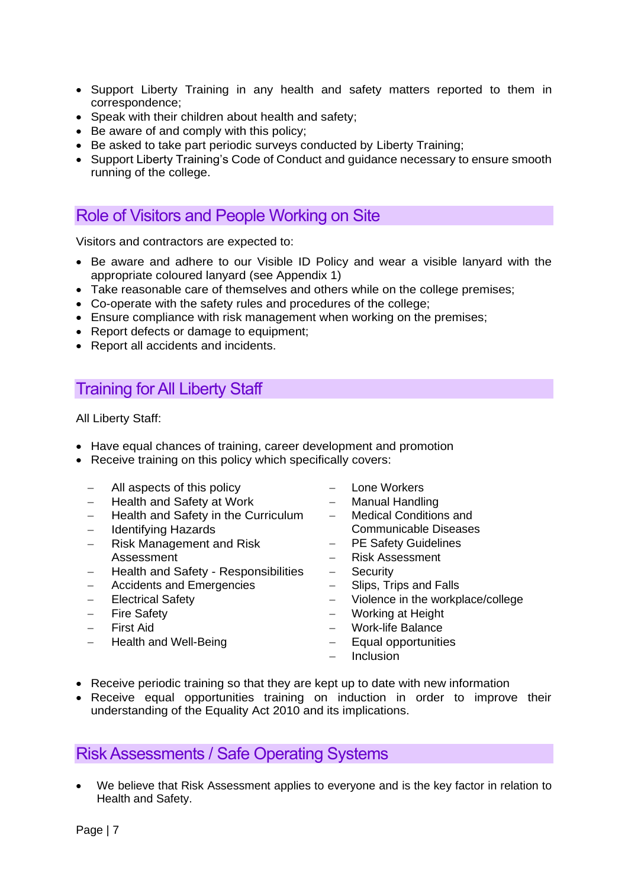- Support Liberty Training in any health and safety matters reported to them in correspondence;
- Speak with their children about health and safety;
- Be aware of and comply with this policy;
- Be asked to take part periodic surveys conducted by Liberty Training;
- Support Liberty Training's Code of Conduct and guidance necessary to ensure smooth running of the college.

## Role of Visitors and People Working on Site

Visitors and contractors are expected to:

- Be aware and adhere to our Visible ID Policy and wear a visible lanyard with the appropriate coloured lanyard (see Appendix 1)
- Take reasonable care of themselves and others while on the college premises;
- Co-operate with the safety rules and procedures of the college;
- Ensure compliance with risk management when working on the premises;
- Report defects or damage to equipment;
- Report all accidents and incidents.

## Training for All Liberty Staff

All Liberty Staff:

- Have equal chances of training, career development and promotion
- Receive training on this policy which specifically covers:
  - All aspects of this policy
  - Health and Safety at Work
  - Health and Safety in the Curriculum
  - Identifying Hazards
  - Risk Management and Risk Assessment
  - Health and Safety - Responsibilities
  - Accidents and Emergencies
  - Electrical Safety
  - Fire Safety
  - First Aid
  - Health and Well-Being
  - Lone Workers
  - Manual Handling
  - Medical Conditions and Communicable Diseases
  - PE Safety Guidelines
  - Risk Assessment
  - Security
  - Slips, Trips and Falls
  - Violence in the workplace/college
  - Working at Height
  - Work-life Balance
  - Equal opportunities
  - Inclusion
- Receive periodic training so that they are kept up to date with new information
- Receive equal opportunities training on induction in order to improve their understanding of the Equality Act 2010 and its implications.

## Risk Assessments / Safe Operating Systems

- We believe that Risk Assessment applies to everyone and is the key factor in relation to Health and Safety.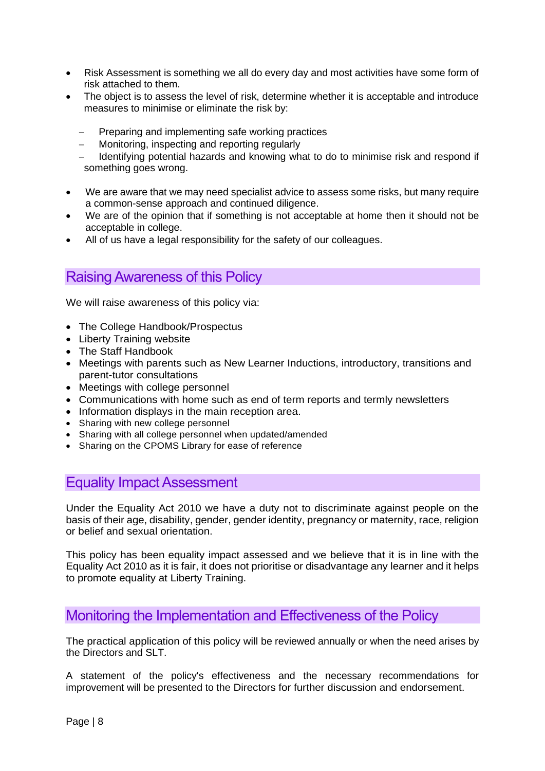- Risk Assessment is something we all do every day and most activities have some form of risk attached to them.
- The object is to assess the level of risk, determine whether it is acceptable and introduce measures to minimise or eliminate the risk by:
  - Preparing and implementing safe working practices
  - Monitoring, inspecting and reporting regularly
  - Identifying potential hazards and knowing what to do to minimise risk and respond if something goes wrong.
- We are aware that we may need specialist advice to assess some risks, but many require a common-sense approach and continued diligence.
- We are of the opinion that if something is not acceptable at home then it should not be acceptable in college.
- All of us have a legal responsibility for the safety of our colleagues.

## Raising Awareness of this Policy

We will raise awareness of this policy via:

- The College Handbook/Prospectus
- Liberty Training website
- The Staff Handbook
- Meetings with parents such as New Learner Inductions, introductory, transitions and parent-tutor consultations
- Meetings with college personnel
- Communications with home such as end of term reports and termly newsletters
- Information displays in the main reception area.
- Sharing with new college personnel
- Sharing with all college personnel when updated/amended
- Sharing on the CPOMS Library for ease of reference

## Equality Impact Assessment

Under the Equality Act 2010 we have a duty not to discriminate against people on the basis of their age, disability, gender, gender identity, pregnancy or maternity, race, religion or belief and sexual orientation.

This policy has been equality impact assessed and we believe that it is in line with the Equality Act 2010 as it is fair, it does not prioritise or disadvantage any learner and it helps to promote equality at Liberty Training.

## Monitoring the Implementation and Effectiveness of the Policy

The practical application of this policy will be reviewed annually or when the need arises by the Directors and SLT.

A statement of the policy's effectiveness and the necessary recommendations for improvement will be presented to the Directors for further discussion and endorsement.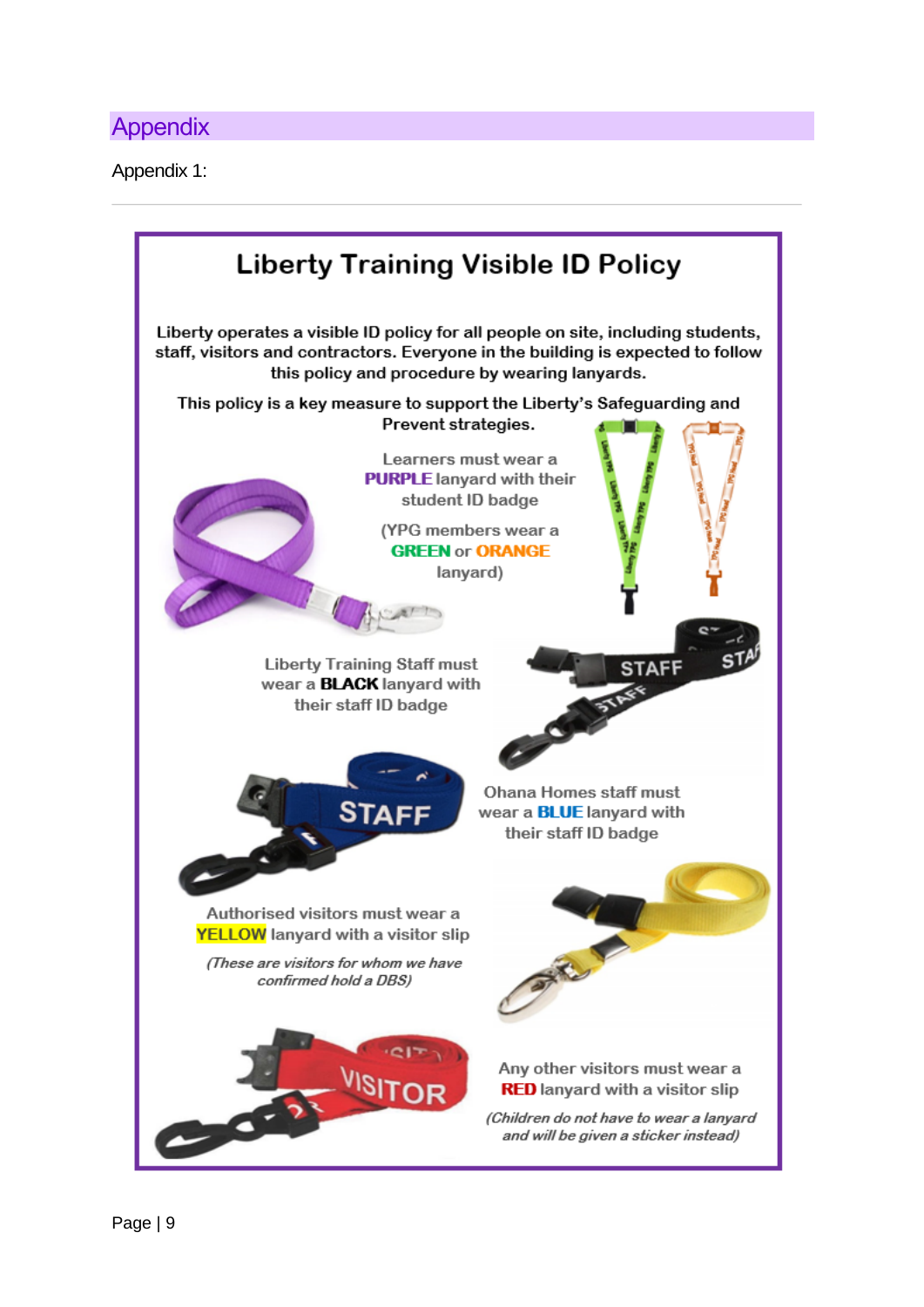# Appendix

Appendix 1:

---

## Liberty Training Visible ID Policy

Liberty operates a visible ID policy for all people on site, including students, staff, visitors and contractors. Everyone in the building is expected to follow this policy and procedure by wearing lanyards.

This policy is a key measure to support the Liberty's Safeguarding and Prevent strategies.

Learners must wear a **PURPLE** lanyard with their student ID badge

(YPG members wear a **GREEN** or **ORANGE** lanyard)

Liberty Training Staff must wear a **BLACK** lanyard with their staff ID badge

Ohana Homes staff must wear a **BLUE** lanyard with their staff ID badge

Authorised visitors must wear a **YELLOW** lanyard with a visitor slip

*(These are visitors for whom we have confirmed hold a DBS)*

Any other visitors must wear a **RED** lanyard with a visitor slip

*(Children do not have to wear a lanyard and will be given a sticker instead)*